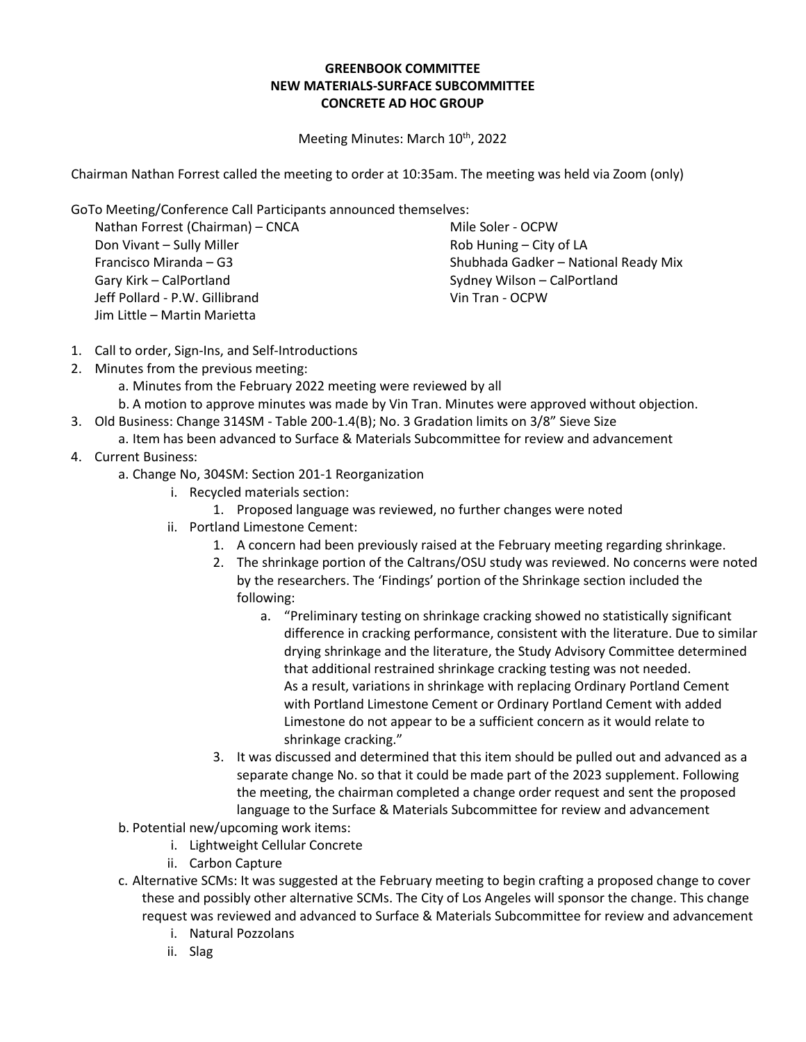**GREENBOOK COMMITTEE**
**NEW MATERIALS-SURFACE SUBCOMMITTEE**
**CONCRETE AD HOC GROUP**

Meeting Minutes: March 10th, 2022

Chairman Nathan Forrest called the meeting to order at 10:35am. The meeting was held via Zoom (only)

GoTo Meeting/Conference Call Participants announced themselves:

- Nathan Forrest (Chairman) – CNCA
- Don Vivant – Sully Miller
- Francisco Miranda – G3
- Gary Kirk – CalPortland
- Jeff Pollard - P.W. Gillibrand
- Jim Little – Martin Marietta
- Mile Soler - OCPW
- Rob Huning – City of LA
- Shubhada Gadker – National Ready Mix
- Sydney Wilson – CalPortland
- Vin Tran - OCPW

1. Call to order, Sign-Ins, and Self-Introductions
2. Minutes from the previous meeting:
    a. Minutes from the February 2022 meeting were reviewed by all
    b. A motion to approve minutes was made by Vin Tran. Minutes were approved without objection.
3. Old Business: Change 314SM - Table 200-1.4(B); No. 3 Gradation limits on 3/8" Sieve Size
    a. Item has been advanced to Surface & Materials Subcommittee for review and advancement
4. Current Business:
    a. Change No, 304SM: Section 201-1 Reorganization
        i. Recycled materials section:
            1. Proposed language was reviewed, no further changes were noted
        ii. Portland Limestone Cement:
            1. A concern had been previously raised at the February meeting regarding shrinkage.
            2. The shrinkage portion of the Caltrans/OSU study was reviewed. No concerns were noted by the researchers. The 'Findings' portion of the Shrinkage section included the following:
                a. "Preliminary testing on shrinkage cracking showed no statistically significant difference in cracking performance, consistent with the literature. Due to similar drying shrinkage and the literature, the Study Advisory Committee determined that additional restrained shrinkage cracking testing was not needed. As a result, variations in shrinkage with replacing Ordinary Portland Cement with Portland Limestone Cement or Ordinary Portland Cement with added Limestone do not appear to be a sufficient concern as it would relate to shrinkage cracking."
            3. It was discussed and determined that this item should be pulled out and advanced as a separate change No. so that it could be made part of the 2023 supplement. Following the meeting, the chairman completed a change order request and sent the proposed language to the Surface & Materials Subcommittee for review and advancement
    b. Potential new/upcoming work items:
        i. Lightweight Cellular Concrete
        ii. Carbon Capture
    c. Alternative SCMs: It was suggested at the February meeting to begin crafting a proposed change to cover these and possibly other alternative SCMs. The City of Los Angeles will sponsor the change. This change request was reviewed and advanced to Surface & Materials Subcommittee for review and advancement
        i. Natural Pozzolans
        ii. Slag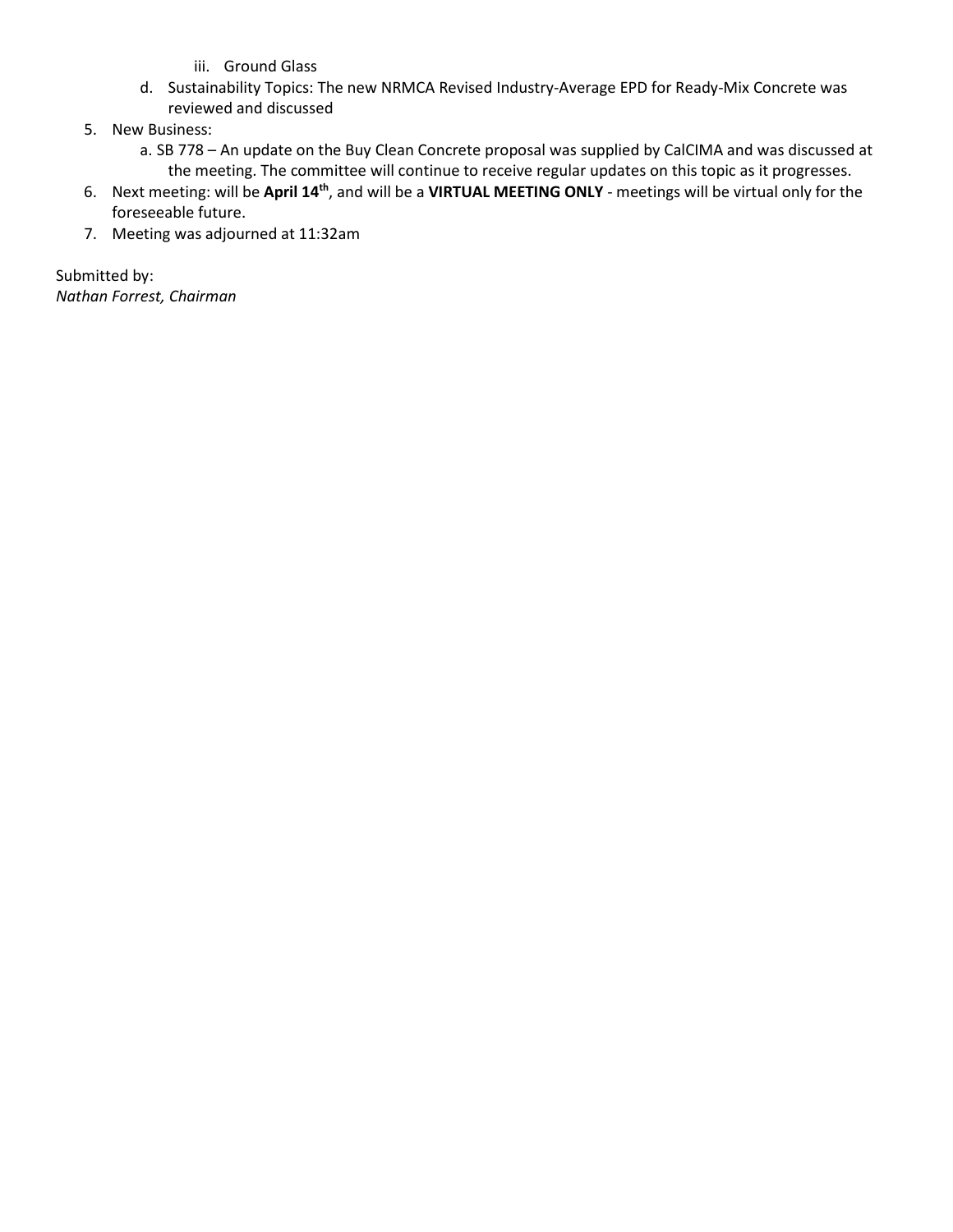iii. Ground Glass

    d. Sustainability Topics: The new NRMCA Revised Industry-Average EPD for Ready-Mix Concrete was reviewed and discussed

5. New Business:
    a. SB 778 – An update on the Buy Clean Concrete proposal was supplied by CalCIMA and was discussed at the meeting. The committee will continue to receive regular updates on this topic as it progresses.
6. Next meeting: will be **April 14th**, and will be a **VIRTUAL MEETING ONLY** - meetings will be virtual only for the foreseeable future.
7. Meeting was adjourned at 11:32am

Submitted by:
*Nathan Forrest, Chairman*